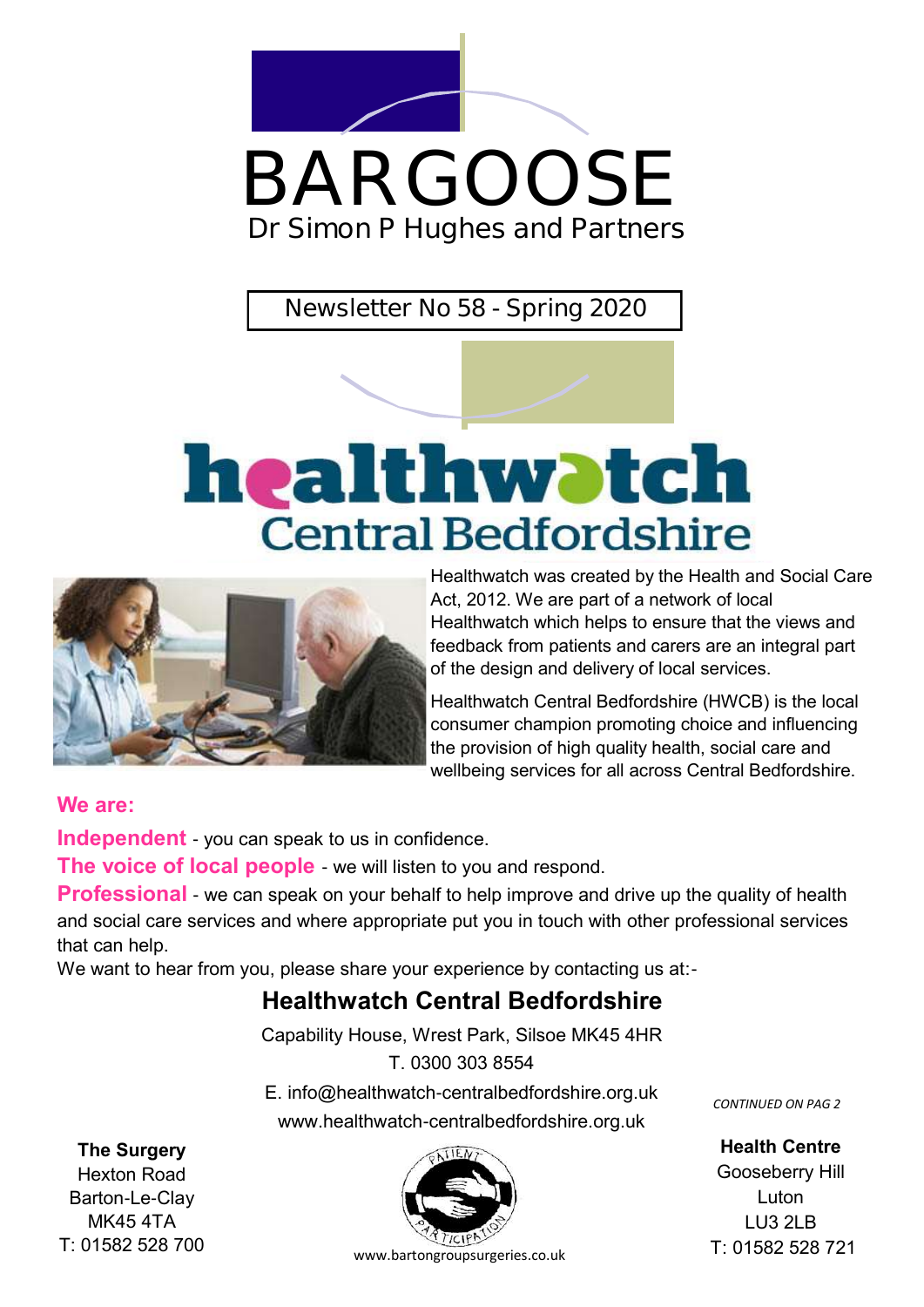# BARGOOSE

## Dr Simon P Hughes and Partners

**Newsletter No 58 - Spring 2020**

# healthwatch Central Bedfordshire

Healthwatch was created by the Health and Social Care Act, 2012. We are part of a network of local Healthwatch which helps to ensure that the views and feedback from patients and carers are an integral part of the design and delivery of local services.

Healthwatch Central Bedfordshire (HWCB) is the local consumer champion promoting choice and influencing the provision of high quality health, social care and wellbeing services for all across Central Bedfordshire.

**We are:**

**Independent** - you can speak to us in confidence.

**The voice of local people** - we will listen to you and respond.

**Professional** - we can speak on your behalf to help improve and drive up the quality of health and social care services and where appropriate put you in touch with other professional services that can help.

We want to hear from you, please share your experience by contacting us at:-

### Healthwatch Central Bedfordshire

Capability House, Wrest Park, Silsoe MK45 4HR

T. 0300 303 8554

E. info@healthwatch-centralbedfordshire.org.uk

www.healthwatch-centralbedfordshire.org.uk

*CONTINUED ON PAG 2*

**The Surgery**
Hexton Road
Barton-Le-Clay
MK45 4TA
T: 01582 528 700

PATIENT PARTICIPATION

www.bartongroupsurgeries.co.uk

**Health Centre**
Gooseberry Hill
Luton
LU3 2LB
T: 01582 528 721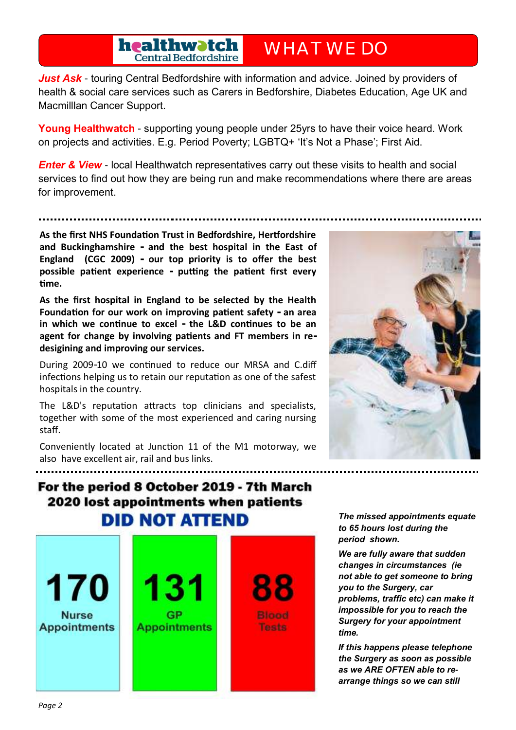## healthwatch Central Bedfordshire — WHAT WE DO

***Just Ask*** - touring Central Bedfordshire with information and advice. Joined by providers of health & social care services such as Carers in Bedforshire, Diabetes Education, Age UK and Macmilllan Cancer Support.

**Young Healthwatch** - supporting young people under 25yrs to have their voice heard. Work on projects and activities. E.g. Period Poverty; LGBTQ+ 'It's Not a Phase'; First Aid.

***Enter & View*** - local Healthwatch representatives carry out these visits to health and social services to find out how they are being run and make recommendations where there are areas for improvement.

---

**As the first NHS Foundation Trust in Bedfordshire, Hertfordshire and Buckinghamshire - and the best hospital in the East of England (CGC 2009) - our top priority is to offer the best possible patient experience - putting the patient first every time.**

**As the first hospital in England to be selected by the Health Foundation for our work on improving patient safety - an area in which we continue to excel - the L&D continues to be an agent for change by involving patients and FT members in re-desigining and improving our services.**

During 2009-10 we continued to reduce our MRSA and C.diff infections helping us to retain our reputation as one of the safest hospitals in the country.

The L&D's reputation attracts top clinicians and specialists, together with some of the most experienced and caring nursing staff.

Conveniently located at Junction 11 of the M1 motorway, we also have excellent air, rail and bus links.

---

## For the period 8 October 2019 - 7th March 2020 lost appointments when patients DID NOT ATTEND

| 170 | 131 | 88 |
|---|---|---|
| Nurse Appointments | GP Appointments | Blood Tests |

***The missed appointments equate to 65 hours lost during the period shown.***

***We are fully aware that sudden changes in circumstances (ie not able to get someone to bring you to the Surgery, car problems, traffic etc) can make it impossible for you to reach the Surgery for your appointment time.***

***If this happens please telephone the Surgery as soon as possible as we ARE OFTEN able to re-arrange things so we can still***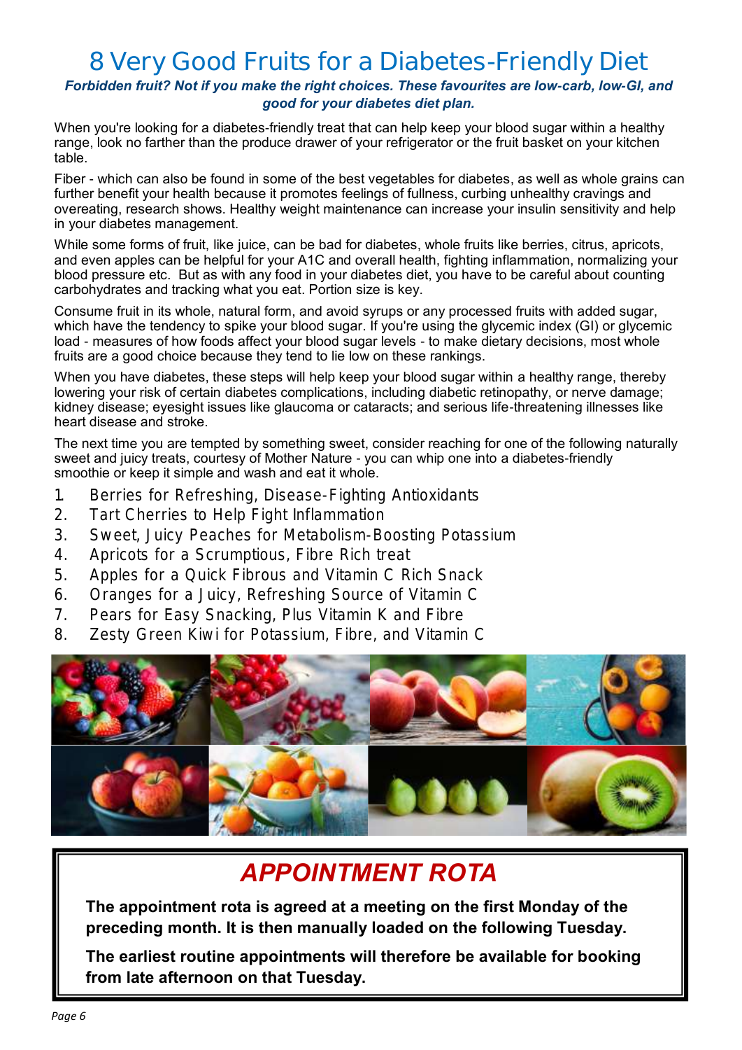# 8 Very Good Fruits for a Diabetes-Friendly Diet

***Forbidden fruit? Not if you make the right choices. These favourites are low-carb, low-GI, and good for your diabetes diet plan.***

When you're looking for a diabetes-friendly treat that can help keep your blood sugar within a healthy range, look no farther than the produce drawer of your refrigerator or the fruit basket on your kitchen table.

Fiber - which can also be found in some of the best vegetables for diabetes, as well as whole grains can further benefit your health because it promotes feelings of fullness, curbing unhealthy cravings and overeating, research shows. Healthy weight maintenance can increase your insulin sensitivity and help in your diabetes management.

While some forms of fruit, like juice, can be bad for diabetes, whole fruits like berries, citrus, apricots, and even apples can be helpful for your A1C and overall health, fighting inflammation, normalizing your blood pressure etc. But as with any food in your diabetes diet, you have to be careful about counting carbohydrates and tracking what you eat. Portion size is key.

Consume fruit in its whole, natural form, and avoid syrups or any processed fruits with added sugar, which have the tendency to spike your blood sugar. If you're using the glycemic index (GI) or glycemic load - measures of how foods affect your blood sugar levels - to make dietary decisions, most whole fruits are a good choice because they tend to lie low on these rankings.

When you have diabetes, these steps will help keep your blood sugar within a healthy range, thereby lowering your risk of certain diabetes complications, including diabetic retinopathy, or nerve damage; kidney disease; eyesight issues like glaucoma or cataracts; and serious life-threatening illnesses like heart disease and stroke.

The next time you are tempted by something sweet, consider reaching for one of the following naturally sweet and juicy treats, courtesy of Mother Nature - you can whip one into a diabetes-friendly smoothie or keep it simple and wash and eat it whole.

1. Berries for Refreshing, Disease-Fighting Antioxidants
2. Tart Cherries to Help Fight Inflammation
3. Sweet, Juicy Peaches for Metabolism-Boosting Potassium
4. Apricots for a Scrumptious, Fibre Rich treat
5. Apples for a Quick Fibrous and Vitamin C Rich Snack
6. Oranges for a Juicy, Refreshing Source of Vitamin C
7. Pears for Easy Snacking, Plus Vitamin K and Fibre
8. Zesty Green Kiwi for Potassium, Fibre, and Vitamin C

## *APPOINTMENT ROTA*

**The appointment rota is agreed at a meeting on the first Monday of the preceding month. It is then manually loaded on the following Tuesday.**

**The earliest routine appointments will therefore be available for booking from late afternoon on that Tuesday.**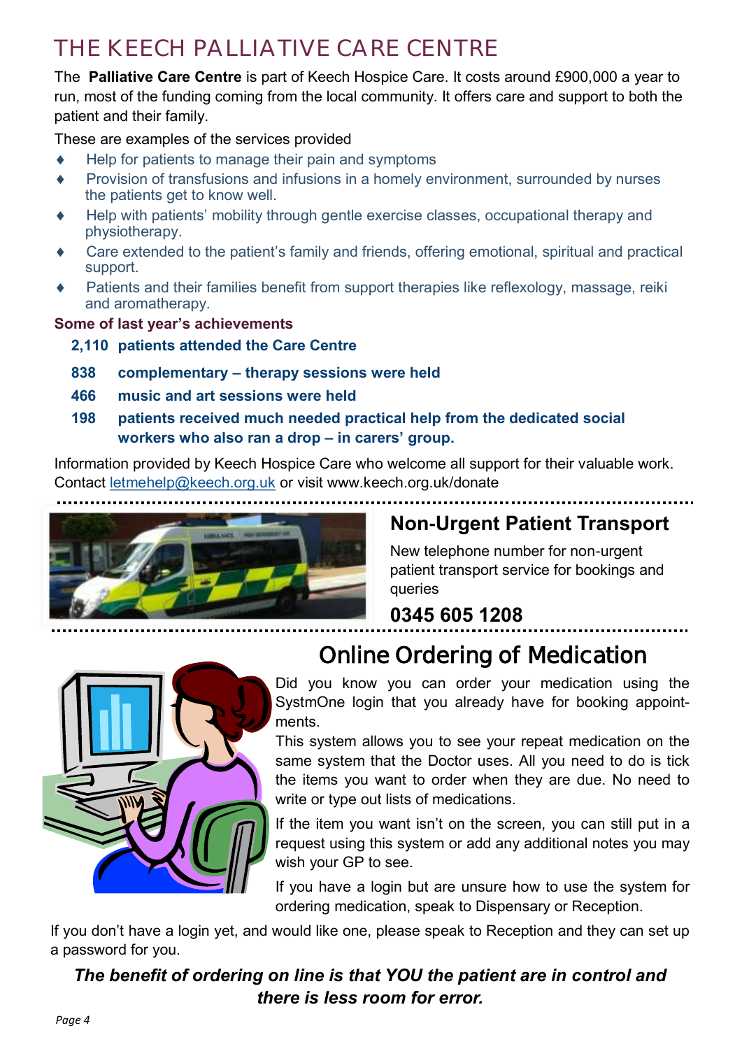# THE KEECH PALLIATIVE CARE CENTRE

The **Palliative Care Centre** is part of Keech Hospice Care. It costs around £900,000 a year to run, most of the funding coming from the local community. It offers care and support to both the patient and their family.

These are examples of the services provided

- Help for patients to manage their pain and symptoms
- Provision of transfusions and infusions in a homely environment, surrounded by nurses the patients get to know well.
- Help with patients' mobility through gentle exercise classes, occupational therapy and physiotherapy.
- Care extended to the patient's family and friends, offering emotional, spiritual and practical support.
- Patients and their families benefit from support therapies like reflexology, massage, reiki and aromatherapy.

**Some of last year's achievements**

**2,110 patients attended the Care Centre**

**838 complementary – therapy sessions were held**

**466 music and art sessions were held**

**198 patients received much needed practical help from the dedicated social workers who also ran a drop – in carers' group.**

Information provided by Keech Hospice Care who welcome all support for their valuable work. Contact letmehelp@keech.org.uk or visit www.keech.org.uk/donate

## Non-Urgent Patient Transport

New telephone number for non-urgent patient transport service for bookings and queries

**0345 605 1208**

## Online Ordering of Medication

Did you know you can order your medication using the SystmOne login that you already have for booking appointments.

This system allows you to see your repeat medication on the same system that the Doctor uses. All you need to do is tick the items you want to order when they are due. No need to write or type out lists of medications.

If the item you want isn't on the screen, you can still put in a request using this system or add any additional notes you may wish your GP to see.

If you have a login but are unsure how to use the system for ordering medication, speak to Dispensary or Reception.

If you don't have a login yet, and would like one, please speak to Reception and they can set up a password for you.

***The benefit of ordering on line is that YOU the patient are in control and there is less room for error.***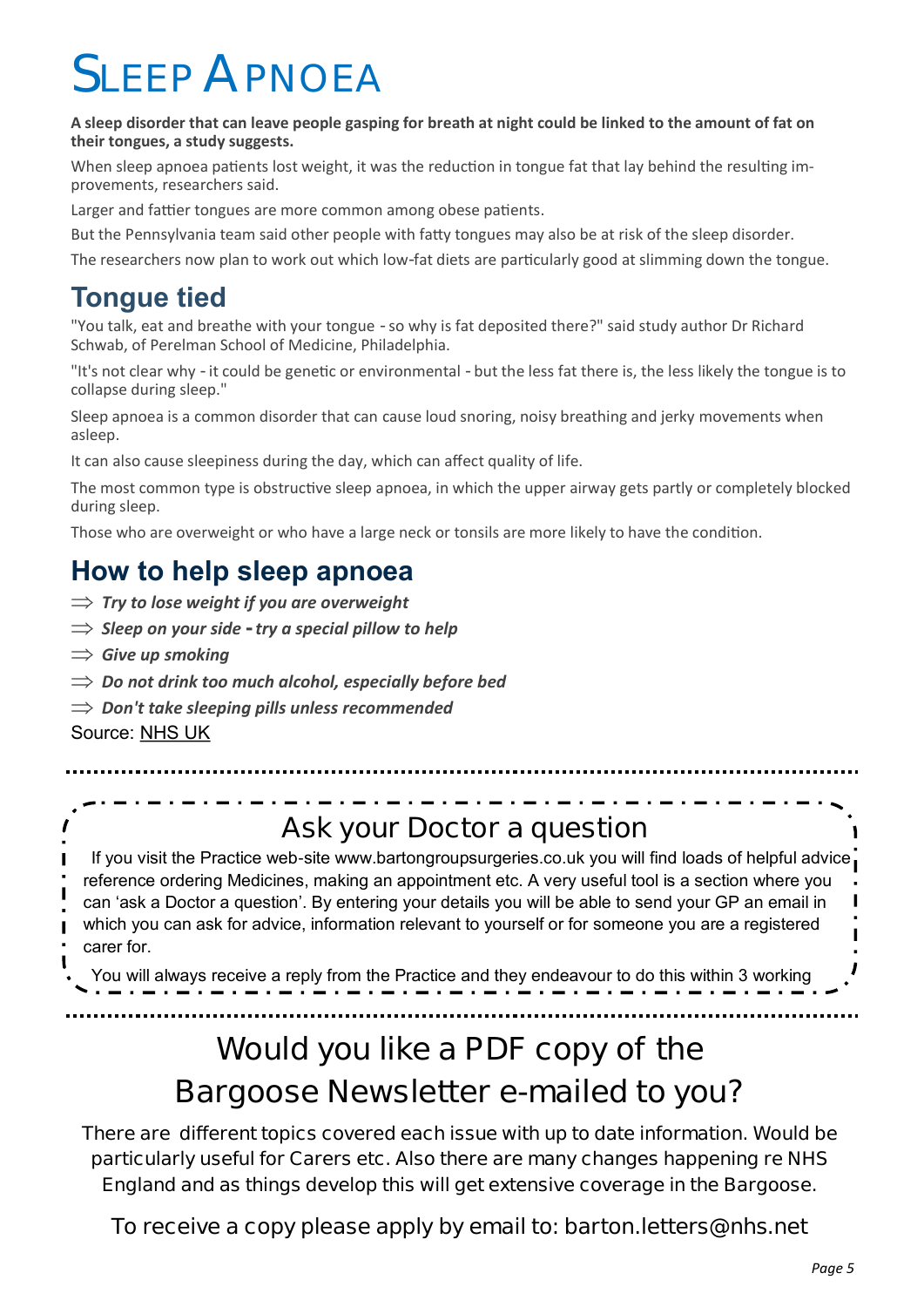# Sleep Apnoea

**A sleep disorder that can leave people gasping for breath at night could be linked to the amount of fat on their tongues, a study suggests.**

When sleep apnoea patients lost weight, it was the reduction in tongue fat that lay behind the resulting improvements, researchers said.

Larger and fattier tongues are more common among obese patients.

But the Pennsylvania team said other people with fatty tongues may also be at risk of the sleep disorder.

The researchers now plan to work out which low-fat diets are particularly good at slimming down the tongue.

## Tongue tied

"You talk, eat and breathe with your tongue - so why is fat deposited there?" said study author Dr Richard Schwab, of Perelman School of Medicine, Philadelphia.

"It's not clear why - it could be genetic or environmental - but the less fat there is, the less likely the tongue is to collapse during sleep."

Sleep apnoea is a common disorder that can cause loud snoring, noisy breathing and jerky movements when asleep.

It can also cause sleepiness during the day, which can affect quality of life.

The most common type is obstructive sleep apnoea, in which the upper airway gets partly or completely blocked during sleep.

Those who are overweight or who have a large neck or tonsils are more likely to have the condition.

## How to help sleep apnoea

- ⇒ ***Try to lose weight if you are overweight***
- ⇒ ***Sleep on your side - try a special pillow to help***
- ⇒ ***Give up smoking***
- ⇒ ***Do not drink too much alcohol, especially before bed***
- ⇒ ***Don't take sleeping pills unless recommended***

Source: NHS UK

## Ask your Doctor a question

If you visit the Practice web-site www.bartongroupsurgeries.co.uk you will find loads of helpful advice reference ordering Medicines, making an appointment etc. A very useful tool is a section where you can 'ask a Doctor a question'. By entering your details you will be able to send your GP an email in which you can ask for advice, information relevant to yourself or for someone you are a registered carer for.

You will always receive a reply from the Practice and they endeavour to do this within 3 working

## Would you like a PDF copy of the Bargoose Newsletter e-mailed to you?

There are different topics covered each issue with up to date information. Would be particularly useful for Carers etc. Also there are many changes happening re NHS England and as things develop this will get extensive coverage in the Bargoose.

To receive a copy please apply by email to: barton.letters@nhs.net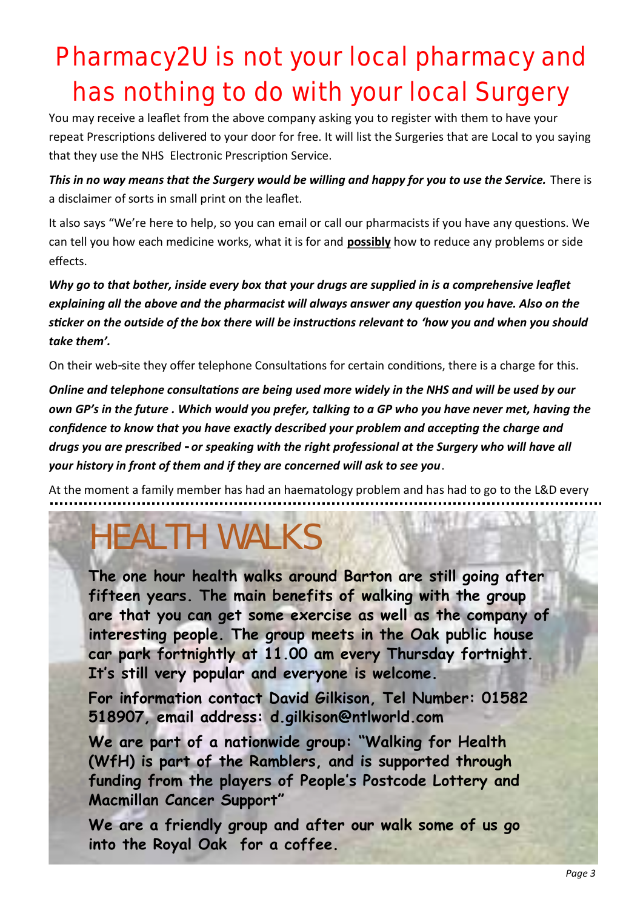# Pharmacy2U is not your local pharmacy and has nothing to do with your local Surgery

You may receive a leaflet from the above company asking you to register with them to have your repeat Prescriptions delivered to your door for free. It will list the Surgeries that are Local to you saying that they use the NHS Electronic Prescription Service.

***This in no way means that the Surgery would be willing and happy for you to use the Service.*** There is a disclaimer of sorts in small print on the leaflet.

It also says "We're here to help, so you can email or call our pharmacists if you have any questions. We can tell you how each medicine works, what it is for and **possibly** how to reduce any problems or side effects.

***Why go to that bother, inside every box that your drugs are supplied in is a comprehensive leaflet explaining all the above and the pharmacist will always answer any question you have. Also on the sticker on the outside of the box there will be instructions relevant to 'how you and when you should take them'.***

On their web-site they offer telephone Consultations for certain conditions, there is a charge for this.

***Online and telephone consultations are being used more widely in the NHS and will be used by our own GP's in the future . Which would you prefer, talking to a GP who you have never met, having the confidence to know that you have exactly described your problem and accepting the charge and drugs you are prescribed - or speaking with the right professional at the Surgery who will have all your history in front of them and if they are concerned will ask to see you***.

At the moment a family member has had an haematology problem and has had to go to the L&D every

# HEALTH WALKS

**The one hour health walks around Barton are still going after fifteen years. The main benefits of walking with the group are that you can get some exercise as well as the company of interesting people. The group meets in the Oak public house car park fortnightly at 11.00 am every Thursday fortnight. It's still very popular and everyone is welcome.**

**For information contact David Gilkison, Tel Number: 01582 518907, email address: d.gilkison@ntlworld.com**

**We are part of a nationwide group: "Walking for Health (WfH) is part of the Ramblers, and is supported through funding from the players of People's Postcode Lottery and Macmillan Cancer Support"**

**We are a friendly group and after our walk some of us go into the Royal Oak for a coffee.**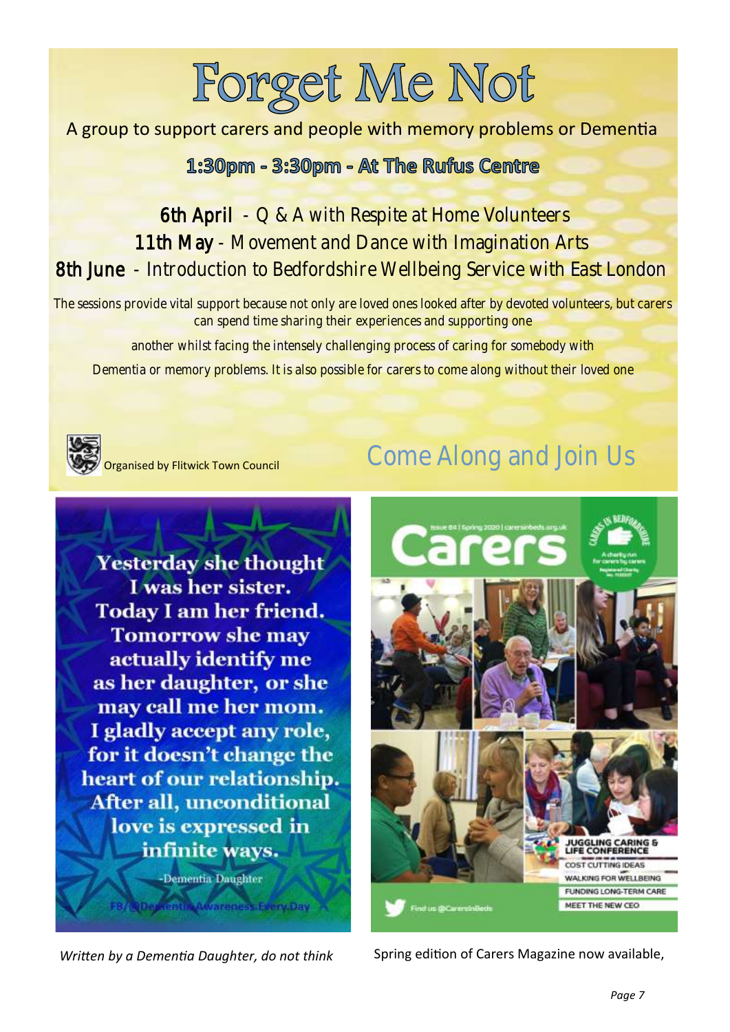# Forget Me Not

A group to support carers and people with memory problems or Dementia

**1:30pm - 3:30pm - At The Rufus Centre**

6th April - Q & A with Respite at Home Volunteers
11th May - Movement and Dance with Imagination Arts
8th June - Introduction to Bedfordshire Wellbeing Service with East London

The sessions provide vital support because not only are loved ones looked after by devoted volunteers, but carers can spend time sharing their experiences and supporting one another whilst facing the intensely challenging process of caring for somebody with Dementia or memory problems. It is also possible for carers to come along without their loved one

Organised by Flitwick Town Council

## Come Along and Join Us

**Yesterday she thought I was her sister. Today I am her friend. Tomorrow she may actually identify me as her daughter, or she may call me her mom. I gladly accept any role, for it doesn't change the heart of our relationship. After all, unconditional love is expressed in infinite ways.**

-Dementia Daughter

FB/@DementiaAwareness.Every.Day

*Written by a Dementia Daughter, do not think*

Spring edition of Carers Magazine now available,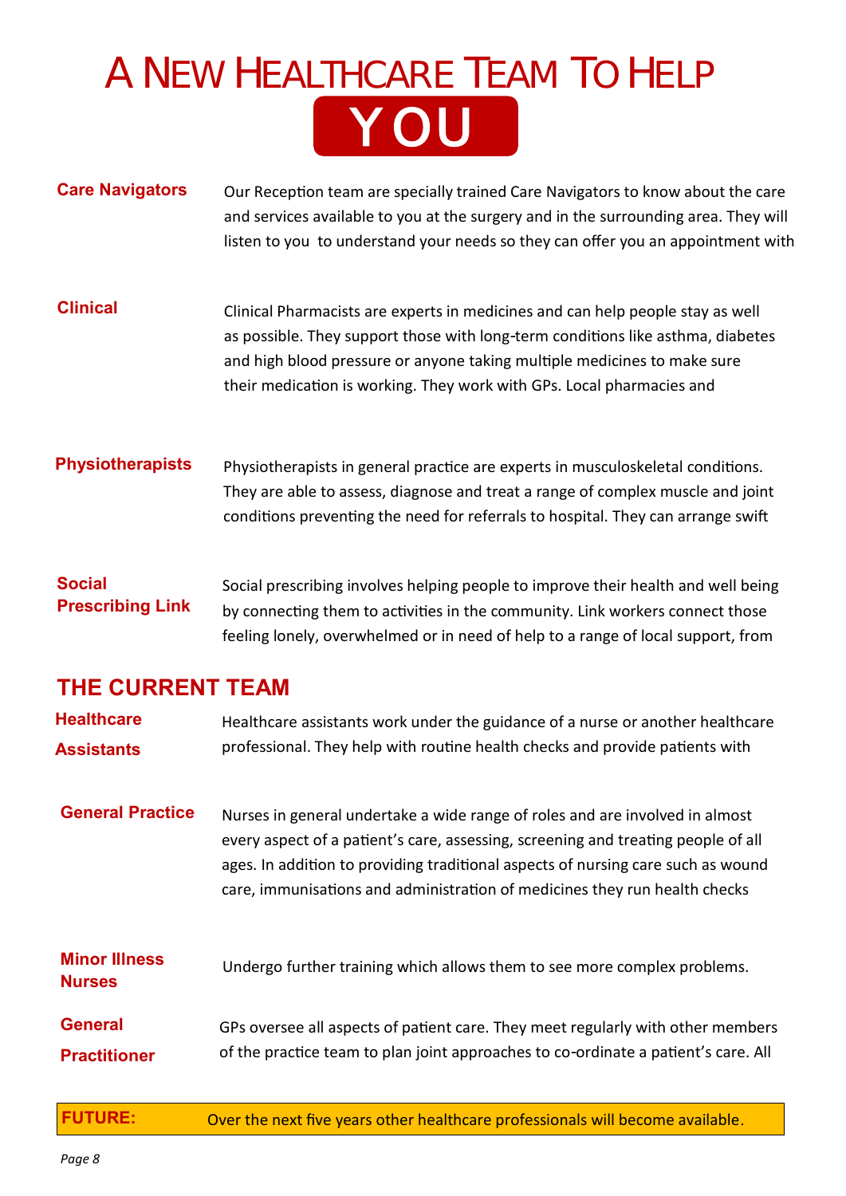# A NEW HEALTHCARE TEAM TO HELP YOU

**Care Navigators**

Our Reception team are specially trained Care Navigators to know about the care and services available to you at the surgery and in the surrounding area. They will listen to you to understand your needs so they can offer you an appointment with

**Clinical**

Clinical Pharmacists are experts in medicines and can help people stay as well as possible. They support those with long-term conditions like asthma, diabetes and high blood pressure or anyone taking multiple medicines to make sure their medication is working. They work with GPs. Local pharmacies and

**Physiotherapists**

Physiotherapists in general practice are experts in musculoskeletal conditions. They are able to assess, diagnose and treat a range of complex muscle and joint conditions preventing the need for referrals to hospital. They can arrange swift

**Social Prescribing Link**

Social prescribing involves helping people to improve their health and well being by connecting them to activities in the community. Link workers connect those feeling lonely, overwhelmed or in need of help to a range of local support, from

## THE CURRENT TEAM

**Healthcare Assistants**

Healthcare assistants work under the guidance of a nurse or another healthcare professional. They help with routine health checks and provide patients with

**General Practice**

Nurses in general undertake a wide range of roles and are involved in almost every aspect of a patient's care, assessing, screening and treating people of all ages. In addition to providing traditional aspects of nursing care such as wound care, immunisations and administration of medicines they run health checks

**Minor Illness Nurses**

Undergo further training which allows them to see more complex problems.

**General Practitioner**

GPs oversee all aspects of patient care. They meet regularly with other members of the practice team to plan joint approaches to co-ordinate a patient's care. All

**FUTURE:** Over the next five years other healthcare professionals will become available.